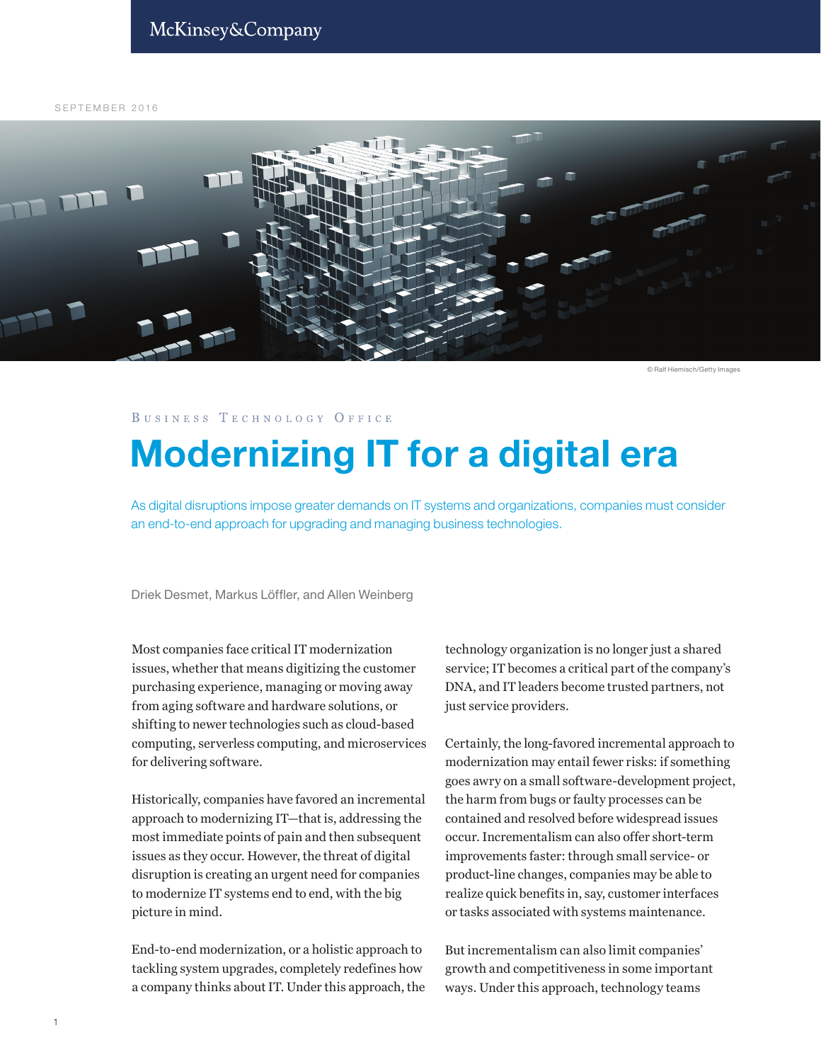McKinsey&Company

SEPTEMBER 2016

© Ralf Hiemisch/Getty Images

Business Technology Office

# Modernizing IT for a digital era

As digital disruptions impose greater demands on IT systems and organizations, companies must consider an end-to-end approach for upgrading and managing business technologies.

Driek Desmet, Markus Löffler, and Allen Weinberg

Most companies face critical IT modernization issues, whether that means digitizing the customer purchasing experience, managing or moving away from aging software and hardware solutions, or shifting to newer technologies such as cloud-based computing, serverless computing, and microservices for delivering software.

Historically, companies have favored an incremental approach to modernizing IT—that is, addressing the most immediate points of pain and then subsequent issues as they occur. However, the threat of digital disruption is creating an urgent need for companies to modernize IT systems end to end, with the big picture in mind.

End-to-end modernization, or a holistic approach to tackling system upgrades, completely redefines how a company thinks about IT. Under this approach, the technology organization is no longer just a shared service; IT becomes a critical part of the company's DNA, and IT leaders become trusted partners, not just service providers.

Certainly, the long-favored incremental approach to modernization may entail fewer risks: if something goes awry on a small software-development project, the harm from bugs or faulty processes can be contained and resolved before widespread issues occur. Incrementalism can also offer short-term improvements faster: through small service- or product-line changes, companies may be able to realize quick benefits in, say, customer interfaces or tasks associated with systems maintenance.

But incrementalism can also limit companies' growth and competitiveness in some important ways. Under this approach, technology teams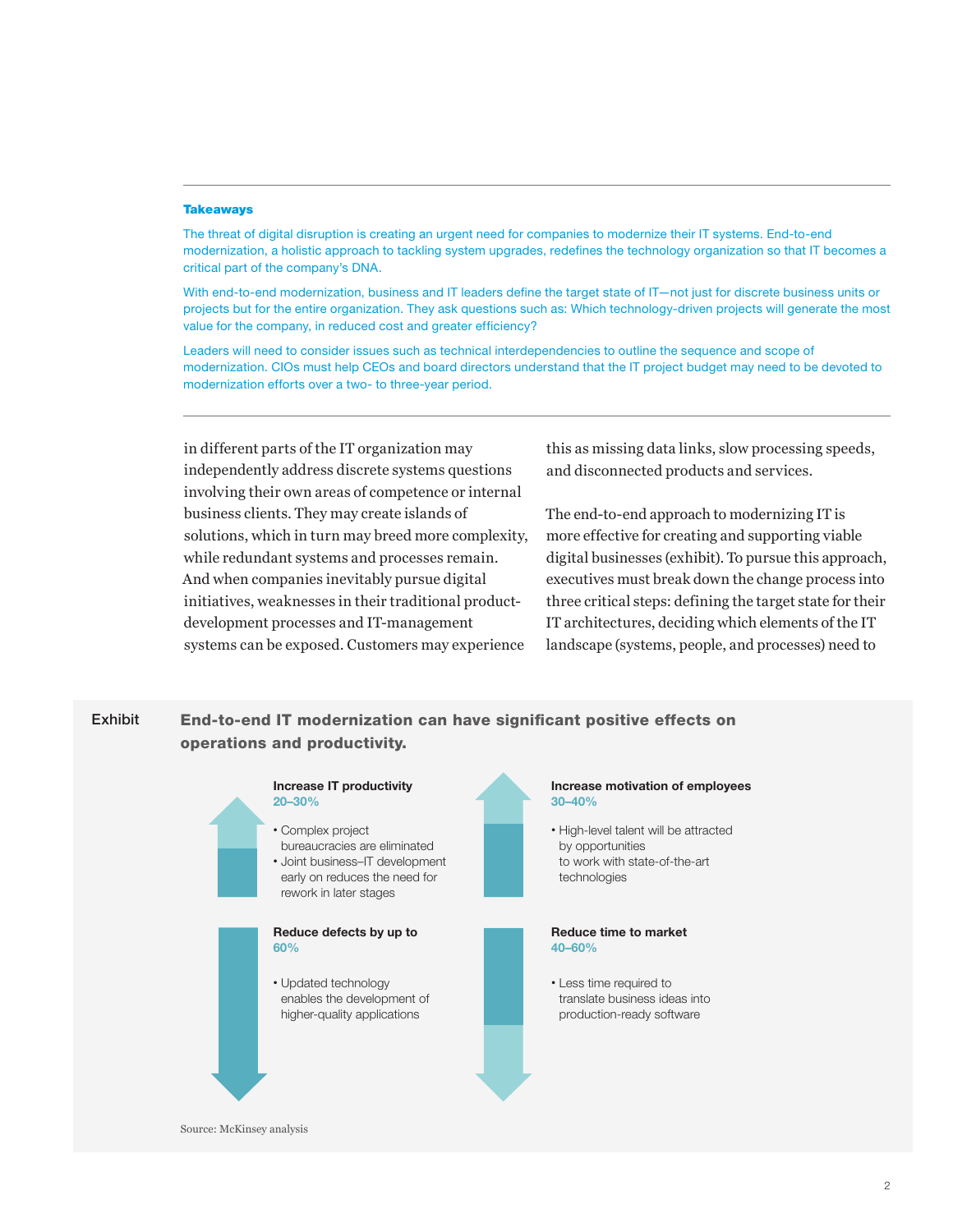**Takeaways**

The threat of digital disruption is creating an urgent need for companies to modernize their IT systems. End-to-end modernization, a holistic approach to tackling system upgrades, redefines the technology organization so that IT becomes a critical part of the company's DNA.

With end-to-end modernization, business and IT leaders define the target state of IT—not just for discrete business units or projects but for the entire organization. They ask questions such as: Which technology-driven projects will generate the most value for the company, in reduced cost and greater efficiency?

Leaders will need to consider issues such as technical interdependencies to outline the sequence and scope of modernization. CIOs must help CEOs and board directors understand that the IT project budget may need to be devoted to modernization efforts over a two- to three-year period.

---

in different parts of the IT organization may independently address discrete systems questions involving their own areas of competence or internal business clients. They may create islands of solutions, which in turn may breed more complexity, while redundant systems and processes remain. And when companies inevitably pursue digital initiatives, weaknesses in their traditional product-development processes and IT-management systems can be exposed. Customers may experience this as missing data links, slow processing speeds, and disconnected products and services.

The end-to-end approach to modernizing IT is more effective for creating and supporting viable digital businesses (exhibit). To pursue this approach, executives must break down the change process into three critical steps: defining the target state for their IT architectures, deciding which elements of the IT landscape (systems, people, and processes) need to

**Exhibit**

**End-to-end IT modernization can have significant positive effects on operations and productivity.**

**Increase IT productivity**
20–30%

- Complex project bureaucracies are eliminated
- Joint business–IT development early on reduces the need for rework in later stages

**Increase motivation of employees**
30–40%

- High-level talent will be attracted by opportunities to work with state-of-the-art technologies

**Reduce defects by up to**
60%

- Updated technology enables the development of higher-quality applications

**Reduce time to market**
40–60%

- Less time required to translate business ideas into production-ready software

Source: McKinsey analysis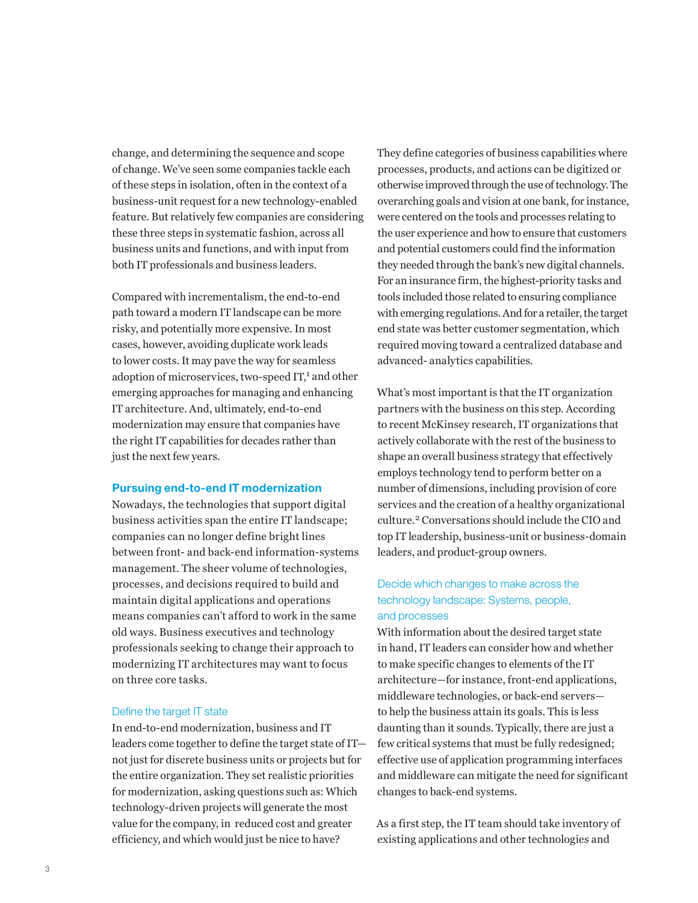change, and determining the sequence and scope of change. We've seen some companies tackle each of these steps in isolation, often in the context of a business-unit request for a new technology-enabled feature. But relatively few companies are considering these three steps in systematic fashion, across all business units and functions, and with input from both IT professionals and business leaders.

Compared with incrementalism, the end-to-end path toward a modern IT landscape can be more risky, and potentially more expensive. In most cases, however, avoiding duplicate work leads to lower costs. It may pave the way for seamless adoption of microservices, two-speed IT,[1] and other emerging approaches for managing and enhancing IT architecture. And, ultimately, end-to-end modernization may ensure that companies have the right IT capabilities for decades rather than just the next few years.

## Pursuing end-to-end IT modernization

Nowadays, the technologies that support digital business activities span the entire IT landscape; companies can no longer define bright lines between front- and back-end information-systems management. The sheer volume of technologies, processes, and decisions required to build and maintain digital applications and operations means companies can't afford to work in the same old ways. Business executives and technology professionals seeking to change their approach to modernizing IT architectures may want to focus on three core tasks.

### Define the target IT state

In end-to-end modernization, business and IT leaders come together to define the target state of IT—not just for discrete business units or projects but for the entire organization. They set realistic priorities for modernization, asking questions such as: Which technology-driven projects will generate the most value for the company, in reduced cost and greater efficiency, and which would just be nice to have? They define categories of business capabilities where processes, products, and actions can be digitized or otherwise improved through the use of technology. The overarching goals and vision at one bank, for instance, were centered on the tools and processes relating to the user experience and how to ensure that customers and potential customers could find the information they needed through the bank's new digital channels. For an insurance firm, the highest-priority tasks and tools included those related to ensuring compliance with emerging regulations. And for a retailer, the target end state was better customer segmentation, which required moving toward a centralized database and advanced- analytics capabilities.

What's most important is that the IT organization partners with the business on this step. According to recent McKinsey research, IT organizations that actively collaborate with the rest of the business to shape an overall business strategy that effectively employs technology tend to perform better on a number of dimensions, including provision of core services and the creation of a healthy organizational culture.[2] Conversations should include the CIO and top IT leadership, business-unit or business-domain leaders, and product-group owners.

### Decide which changes to make across the technology landscape: Systems, people, and processes

With information about the desired target state in hand, IT leaders can consider how and whether to make specific changes to elements of the IT architecture—for instance, front-end applications, middleware technologies, or back-end servers—to help the business attain its goals. This is less daunting than it sounds. Typically, there are just a few critical systems that must be fully redesigned; effective use of application programming interfaces and middleware can mitigate the need for significant changes to back-end systems.

As a first step, the IT team should take inventory of existing applications and other technologies and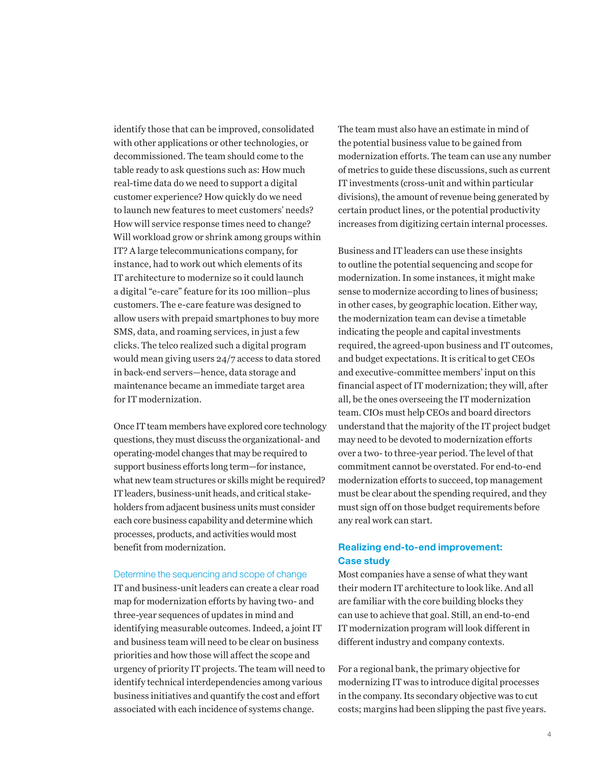identify those that can be improved, consolidated with other applications or other technologies, or decommissioned. The team should come to the table ready to ask questions such as: How much real-time data do we need to support a digital customer experience? How quickly do we need to launch new features to meet customers' needs? How will service response times need to change? Will workload grow or shrink among groups within IT? A large telecommunications company, for instance, had to work out which elements of its IT architecture to modernize so it could launch a digital "e-care" feature for its 100 million–plus customers. The e-care feature was designed to allow users with prepaid smartphones to buy more SMS, data, and roaming services, in just a few clicks. The telco realized such a digital program would mean giving users 24/7 access to data stored in back-end servers—hence, data storage and maintenance became an immediate target area for IT modernization.

Once IT team members have explored core technology questions, they must discuss the organizational- and operating-model changes that may be required to support business efforts long term—for instance, what new team structures or skills might be required? IT leaders, business-unit heads, and critical stakeholders from adjacent business units must consider each core business capability and determine which processes, products, and activities would most benefit from modernization.

### Determine the sequencing and scope of change

IT and business-unit leaders can create a clear road map for modernization efforts by having two- and three-year sequences of updates in mind and identifying measurable outcomes. Indeed, a joint IT and business team will need to be clear on business priorities and how those will affect the scope and urgency of priority IT projects. The team will need to identify technical interdependencies among various business initiatives and quantify the cost and effort associated with each incidence of systems change.

The team must also have an estimate in mind of the potential business value to be gained from modernization efforts. The team can use any number of metrics to guide these discussions, such as current IT investments (cross-unit and within particular divisions), the amount of revenue being generated by certain product lines, or the potential productivity increases from digitizing certain internal processes.

Business and IT leaders can use these insights to outline the potential sequencing and scope for modernization. In some instances, it might make sense to modernize according to lines of business; in other cases, by geographic location. Either way, the modernization team can devise a timetable indicating the people and capital investments required, the agreed-upon business and IT outcomes, and budget expectations. It is critical to get CEOs and executive-committee members' input on this financial aspect of IT modernization; they will, after all, be the ones overseeing the IT modernization team. CIOs must help CEOs and board directors understand that the majority of the IT project budget may need to be devoted to modernization efforts over a two- to three-year period. The level of that commitment cannot be overstated. For end-to-end modernization efforts to succeed, top management must be clear about the spending required, and they must sign off on those budget requirements before any real work can start.

## Realizing end-to-end improvement: Case study

Most companies have a sense of what they want their modern IT architecture to look like. And all are familiar with the core building blocks they can use to achieve that goal. Still, an end-to-end IT modernization program will look different in different industry and company contexts.

For a regional bank, the primary objective for modernizing IT was to introduce digital processes in the company. Its secondary objective was to cut costs; margins had been slipping the past five years.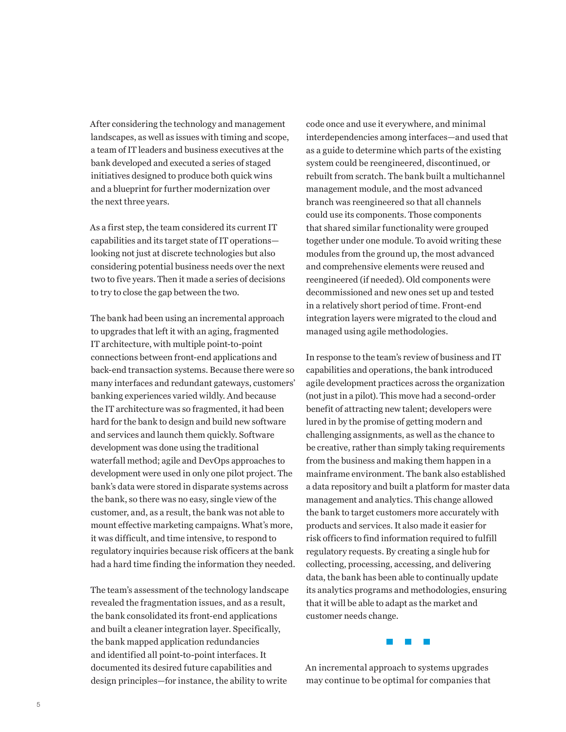After considering the technology and management landscapes, as well as issues with timing and scope, a team of IT leaders and business executives at the bank developed and executed a series of staged initiatives designed to produce both quick wins and a blueprint for further modernization over the next three years.

As a first step, the team considered its current IT capabilities and its target state of IT operations—looking not just at discrete technologies but also considering potential business needs over the next two to five years. Then it made a series of decisions to try to close the gap between the two.

The bank had been using an incremental approach to upgrades that left it with an aging, fragmented IT architecture, with multiple point-to-point connections between front-end applications and back-end transaction systems. Because there were so many interfaces and redundant gateways, customers' banking experiences varied wildly. And because the IT architecture was so fragmented, it had been hard for the bank to design and build new software and services and launch them quickly. Software development was done using the traditional waterfall method; agile and DevOps approaches to development were used in only one pilot project. The bank's data were stored in disparate systems across the bank, so there was no easy, single view of the customer, and, as a result, the bank was not able to mount effective marketing campaigns. What's more, it was difficult, and time intensive, to respond to regulatory inquiries because risk officers at the bank had a hard time finding the information they needed.

The team's assessment of the technology landscape revealed the fragmentation issues, and as a result, the bank consolidated its front-end applications and built a cleaner integration layer. Specifically, the bank mapped application redundancies and identified all point-to-point interfaces. It documented its desired future capabilities and design principles—for instance, the ability to write code once and use it everywhere, and minimal interdependencies among interfaces—and used that as a guide to determine which parts of the existing system could be reengineered, discontinued, or rebuilt from scratch. The bank built a multichannel management module, and the most advanced branch was reengineered so that all channels could use its components. Those components that shared similar functionality were grouped together under one module. To avoid writing these modules from the ground up, the most advanced and comprehensive elements were reused and reengineered (if needed). Old components were decommissioned and new ones set up and tested in a relatively short period of time. Front-end integration layers were migrated to the cloud and managed using agile methodologies.

In response to the team's review of business and IT capabilities and operations, the bank introduced agile development practices across the organization (not just in a pilot). This move had a second-order benefit of attracting new talent; developers were lured in by the promise of getting modern and challenging assignments, as well as the chance to be creative, rather than simply taking requirements from the business and making them happen in a mainframe environment. The bank also established a data repository and built a platform for master data management and analytics. This change allowed the bank to target customers more accurately with products and services. It also made it easier for risk officers to find information required to fulfill regulatory requests. By creating a single hub for collecting, processing, accessing, and delivering data, the bank has been able to continually update its analytics programs and methodologies, ensuring that it will be able to adapt as the market and customer needs change.

■ ■ ■

An incremental approach to systems upgrades may continue to be optimal for companies that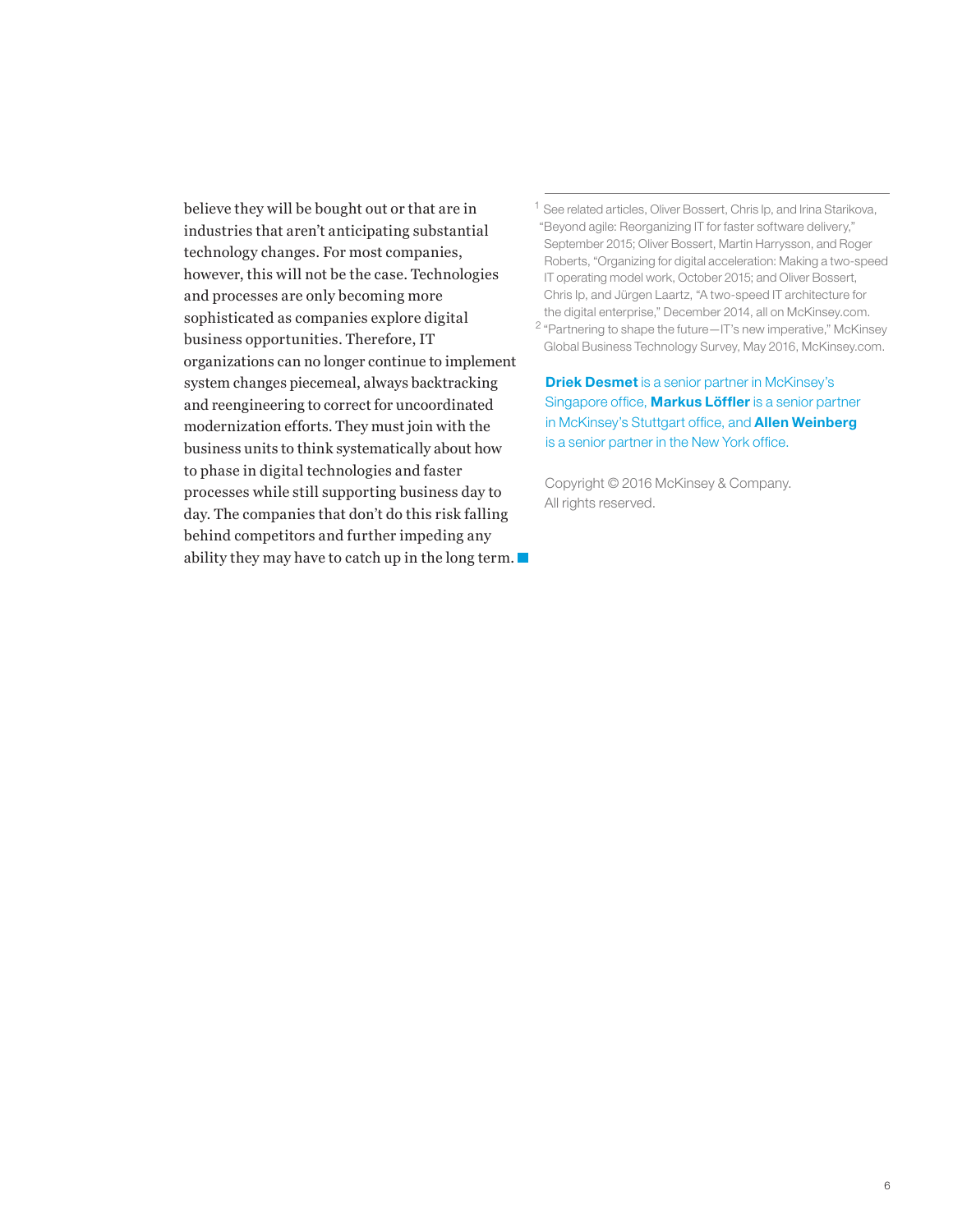believe they will be bought out or that are in industries that aren't anticipating substantial technology changes. For most companies, however, this will not be the case. Technologies and processes are only becoming more sophisticated as companies explore digital business opportunities. Therefore, IT organizations can no longer continue to implement system changes piecemeal, always backtracking and reengineering to correct for uncoordinated modernization efforts. They must join with the business units to think systematically about how to phase in digital technologies and faster processes while still supporting business day to day. The companies that don't do this risk falling behind competitors and further impeding any ability they may have to catch up in the long term.

---

[1] See related articles, Oliver Bossert, Chris Ip, and Irina Starikova, "Beyond agile: Reorganizing IT for faster software delivery," September 2015; Oliver Bossert, Martin Harrysson, and Roger Roberts, "Organizing for digital acceleration: Making a two-speed IT operating model work, October 2015; and Oliver Bossert, Chris Ip, and Jürgen Laartz, "A two-speed IT architecture for the digital enterprise," December 2014, all on McKinsey.com.

[2] "Partnering to shape the future—IT's new imperative," McKinsey Global Business Technology Survey, May 2016, McKinsey.com.

**Driek Desmet** is a senior partner in McKinsey's Singapore office, **Markus Löffler** is a senior partner in McKinsey's Stuttgart office, and **Allen Weinberg** is a senior partner in the New York office.

Copyright © 2016 McKinsey & Company.
All rights reserved.